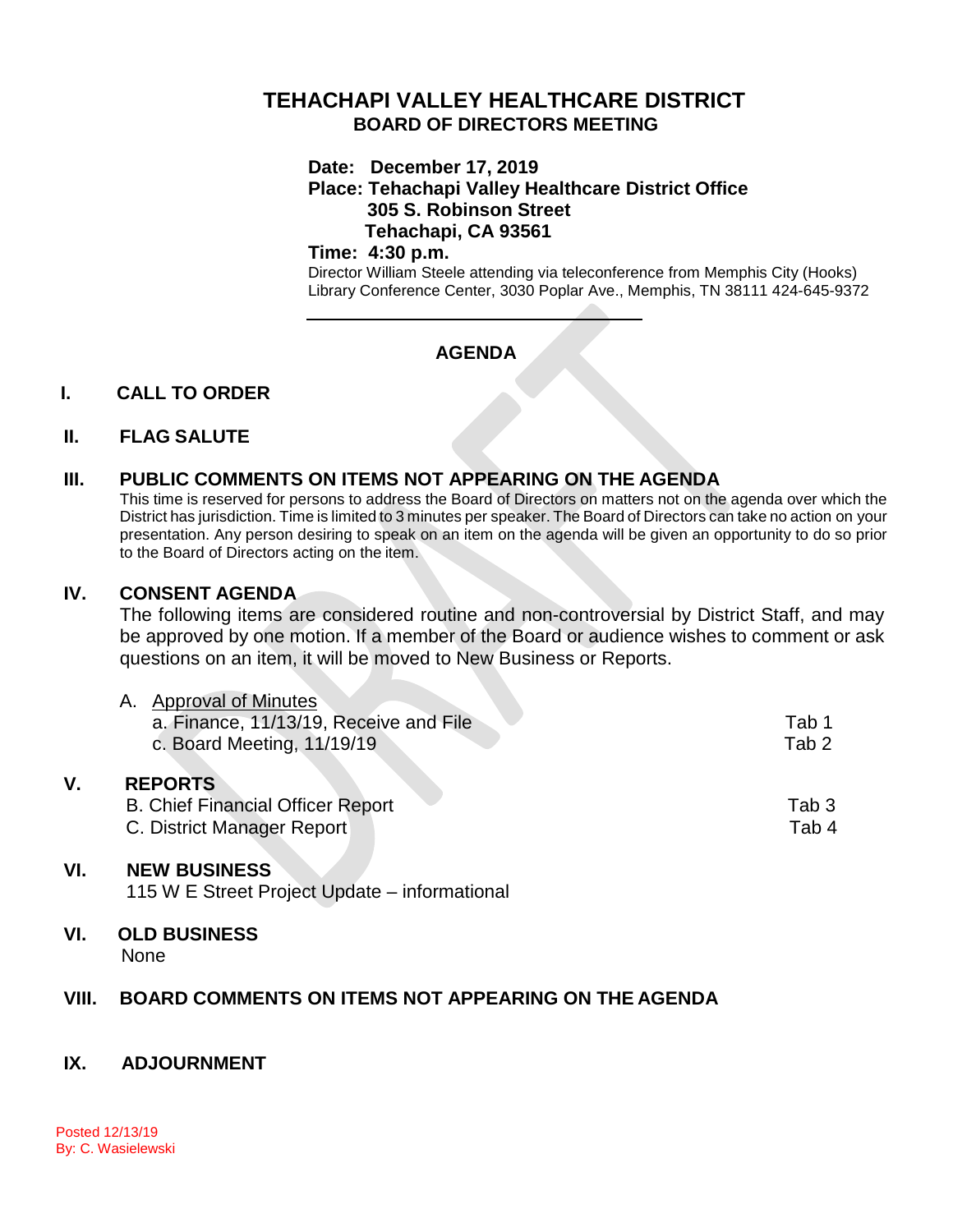# TEHACHAPI VALLEY HEALTHCARE DISTRICT
## BOARD OF DIRECTORS MEETING

**Date: December 17, 2019**
**Place: Tehachapi Valley Healthcare District Office**
**305 S. Robinson Street**
**Tehachapi, CA 93561**
**Time: 4:30 p.m.**

Director William Steele attending via teleconference from Memphis City (Hooks) Library Conference Center, 3030 Poplar Ave., Memphis, TN 38111 424-645-9372

---

### AGENDA

**I. CALL TO ORDER**

**II. FLAG SALUTE**

**III. PUBLIC COMMENTS ON ITEMS NOT APPEARING ON THE AGENDA**

This time is reserved for persons to address the Board of Directors on matters not on the agenda over which the District has jurisdiction. Time is limited to 3 minutes per speaker. The Board of Directors can take no action on your presentation. Any person desiring to speak on an item on the agenda will be given an opportunity to do so prior to the Board of Directors acting on the item.

**IV. CONSENT AGENDA**

The following items are considered routine and non-controversial by District Staff, and may be approved by one motion. If a member of the Board or audience wishes to comment or ask questions on an item, it will be moved to New Business or Reports.

A. Approval of Minutes
- a. Finance, 11/13/19, Receive and File — Tab 1
- c. Board Meeting, 11/19/19 — Tab 2

**V. REPORTS**

- B. Chief Financial Officer Report — Tab 3
- C. District Manager Report — Tab 4

**VI. NEW BUSINESS**

115 W E Street Project Update – informational

**VI. OLD BUSINESS**

None

**VIII. BOARD COMMENTS ON ITEMS NOT APPEARING ON THE AGENDA**

**IX. ADJOURNMENT**

Posted 12/13/19
By: C. Wasielewski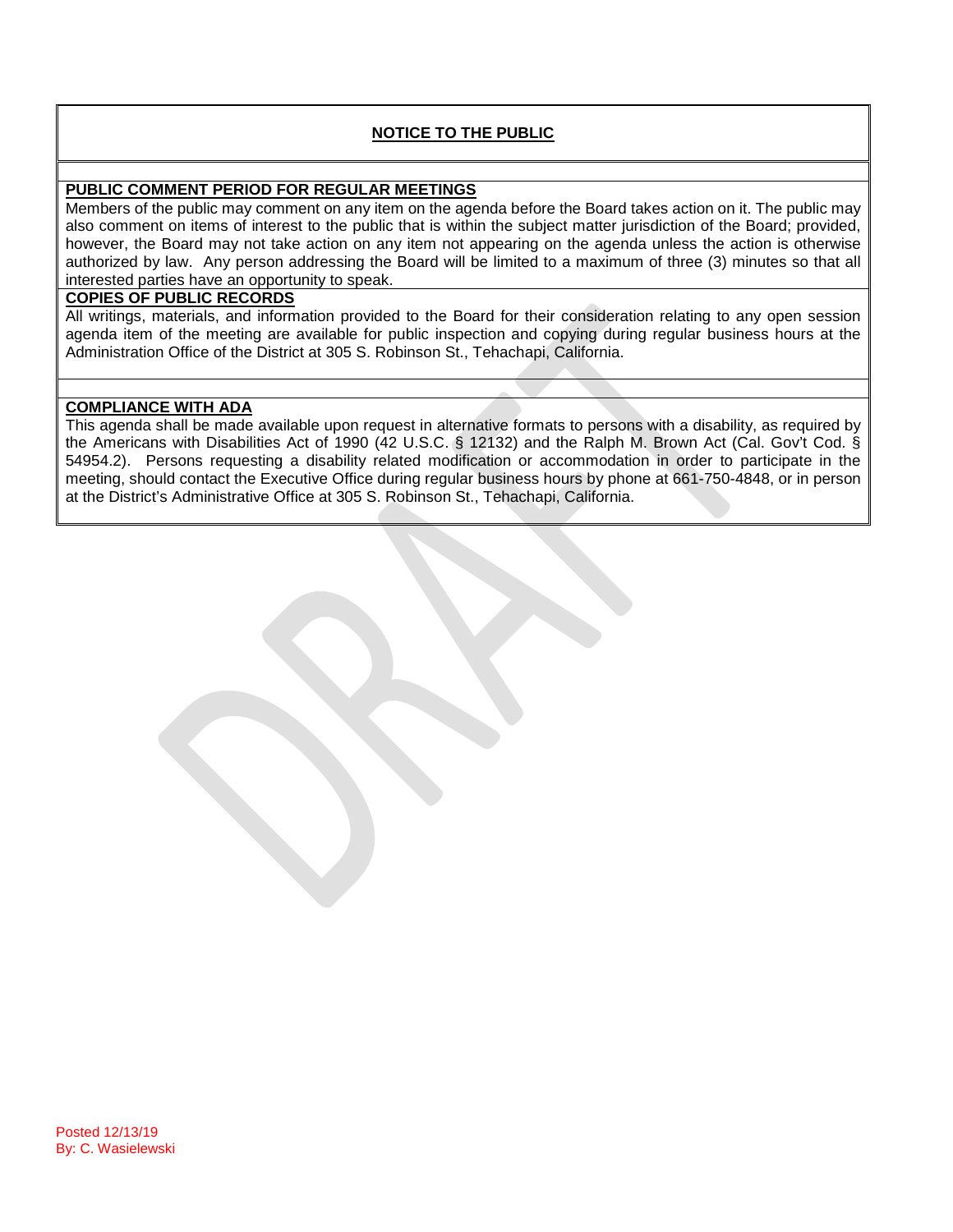## NOTICE TO THE PUBLIC

**PUBLIC COMMENT PERIOD FOR REGULAR MEETINGS**

Members of the public may comment on any item on the agenda before the Board takes action on it. The public may also comment on items of interest to the public that is within the subject matter jurisdiction of the Board; provided, however, the Board may not take action on any item not appearing on the agenda unless the action is otherwise authorized by law. Any person addressing the Board will be limited to a maximum of three (3) minutes so that all interested parties have an opportunity to speak.

**COPIES OF PUBLIC RECORDS**

All writings, materials, and information provided to the Board for their consideration relating to any open session agenda item of the meeting are available for public inspection and copying during regular business hours at the Administration Office of the District at 305 S. Robinson St., Tehachapi, California.

**COMPLIANCE WITH ADA**

This agenda shall be made available upon request in alternative formats to persons with a disability, as required by the Americans with Disabilities Act of 1990 (42 U.S.C. § 12132) and the Ralph M. Brown Act (Cal. Gov't Cod. § 54954.2). Persons requesting a disability related modification or accommodation in order to participate in the meeting, should contact the Executive Office during regular business hours by phone at 661-750-4848, or in person at the District's Administrative Office at 305 S. Robinson St., Tehachapi, California.

DRAFT

Posted 12/13/19
By: C. Wasielewski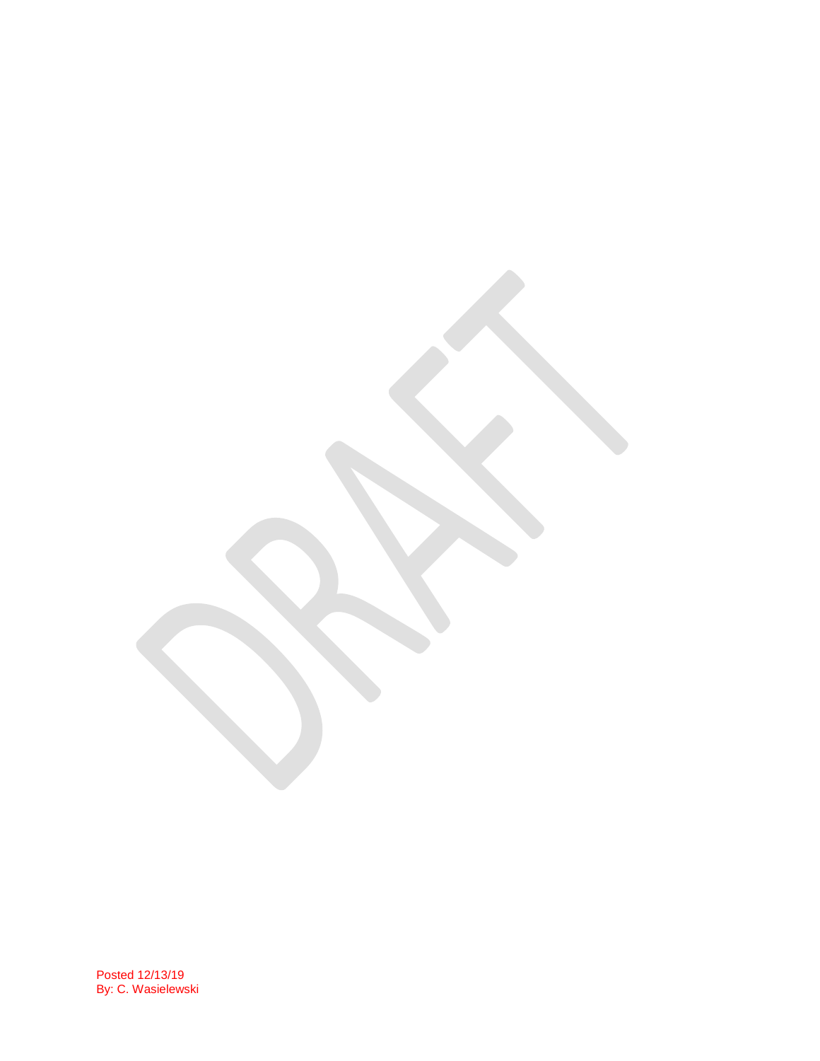DRAFT

Posted 12/13/19
By: C. Wasielewski